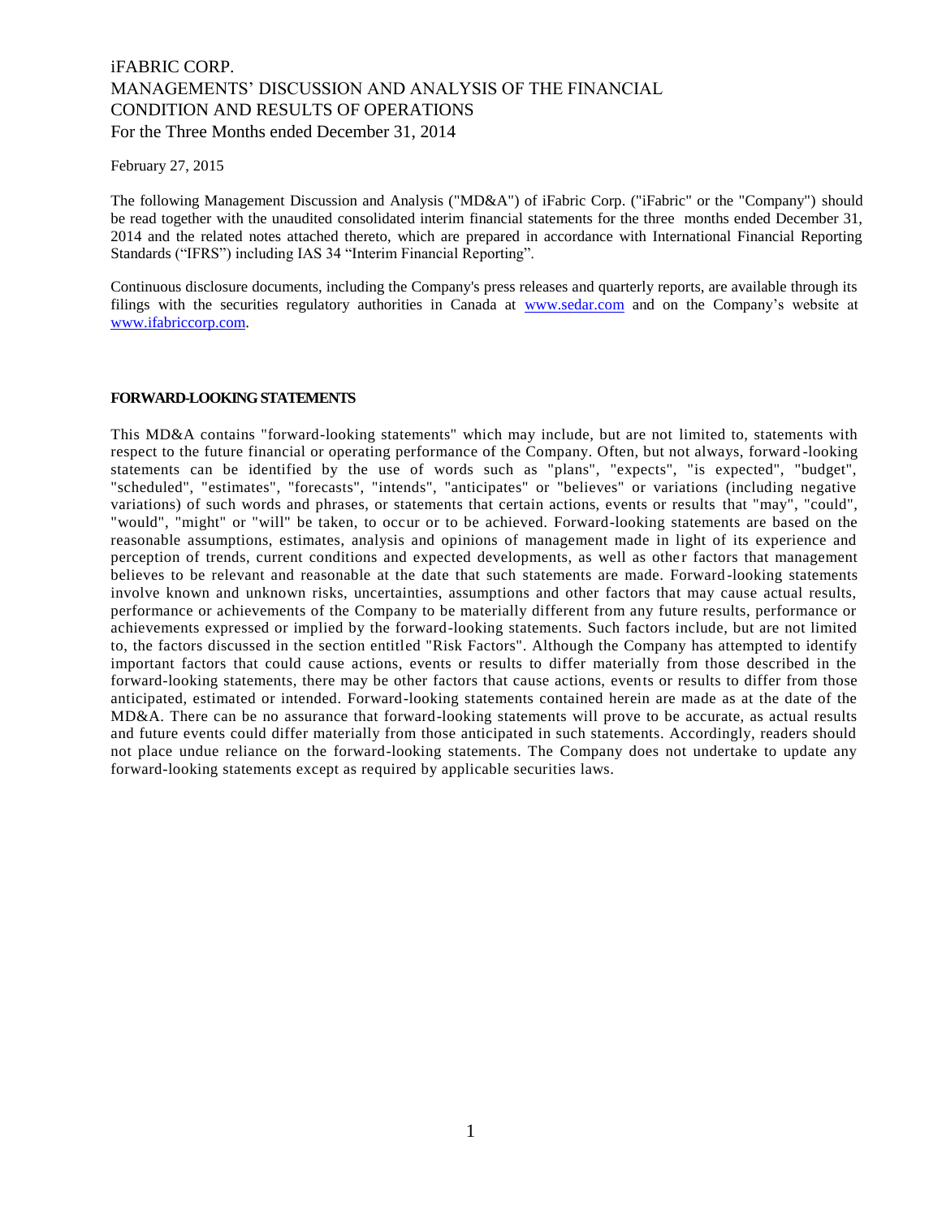# iFABRIC CORP.
# MANAGEMENTS' DISCUSSION AND ANALYSIS OF THE FINANCIAL CONDITION AND RESULTS OF OPERATIONS
# For the Three Months ended December 31, 2014

February 27, 2015

The following Management Discussion and Analysis ("MD&A") of iFabric Corp. ("iFabric" or the "Company") should be read together with the unaudited consolidated interim financial statements for the three months ended December 31, 2014 and the related notes attached thereto, which are prepared in accordance with International Financial Reporting Standards ("IFRS") including IAS 34 "Interim Financial Reporting".

Continuous disclosure documents, including the Company's press releases and quarterly reports, are available through its filings with the securities regulatory authorities in Canada at www.sedar.com and on the Company's website at www.ifabriccorp.com.

## FORWARD-LOOKING STATEMENTS

This MD&A contains "forward-looking statements" which may include, but are not limited to, statements with respect to the future financial or operating performance of the Company. Often, but not always, forward-looking statements can be identified by the use of words such as "plans", "expects", "is expected", "budget", "scheduled", "estimates", "forecasts", "intends", "anticipates" or "believes" or variations (including negative variations) of such words and phrases, or statements that certain actions, events or results that "may", "could", "would", "might" or "will" be taken, to occur or to be achieved. Forward-looking statements are based on the reasonable assumptions, estimates, analysis and opinions of management made in light of its experience and perception of trends, current conditions and expected developments, as well as other factors that management believes to be relevant and reasonable at the date that such statements are made. Forward-looking statements involve known and unknown risks, uncertainties, assumptions and other factors that may cause actual results, performance or achievements of the Company to be materially different from any future results, performance or achievements expressed or implied by the forward-looking statements. Such factors include, but are not limited to, the factors discussed in the section entitled "Risk Factors". Although the Company has attempted to identify important factors that could cause actions, events or results to differ materially from those described in the forward-looking statements, there may be other factors that cause actions, events or results to differ from those anticipated, estimated or intended. Forward-looking statements contained herein are made as at the date of the MD&A. There can be no assurance that forward-looking statements will prove to be accurate, as actual results and future events could differ materially from those anticipated in such statements. Accordingly, readers should not place undue reliance on the forward-looking statements. The Company does not undertake to update any forward-looking statements except as required by applicable securities laws.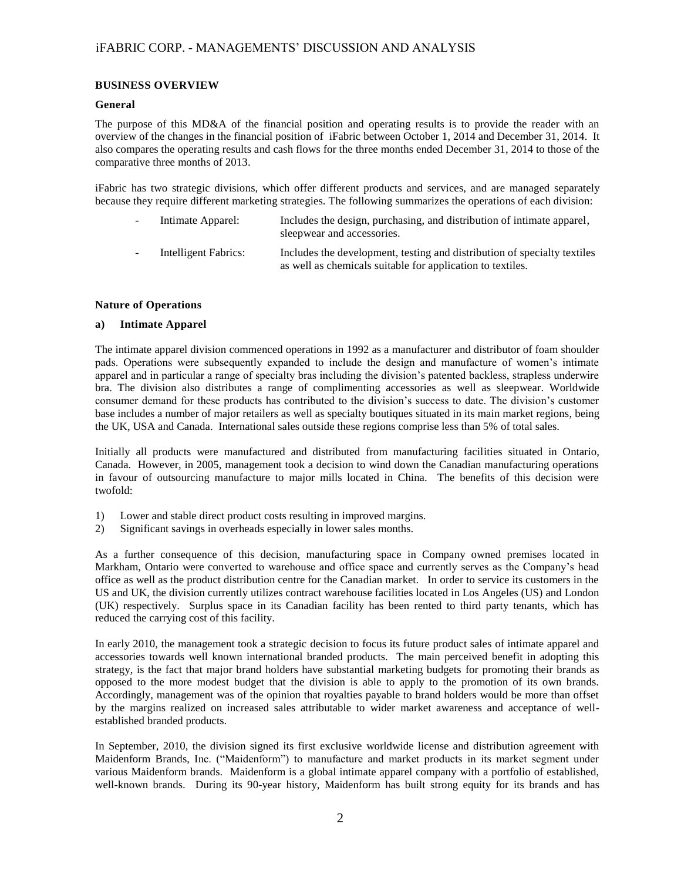## BUSINESS OVERVIEW

### General

The purpose of this MD&A of the financial position and operating results is to provide the reader with an overview of the changes in the financial position of iFabric between October 1, 2014 and December 31, 2014. It also compares the operating results and cash flows for the three months ended December 31, 2014 to those of the comparative three months of 2013.

iFabric has two strategic divisions, which offer different products and services, and are managed separately because they require different marketing strategies. The following summarizes the operations of each division:

- Intimate Apparel: Includes the design, purchasing, and distribution of intimate apparel, sleepwear and accessories.
- Intelligent Fabrics: Includes the development, testing and distribution of specialty textiles as well as chemicals suitable for application to textiles.

### Nature of Operations

#### a) Intimate Apparel

The intimate apparel division commenced operations in 1992 as a manufacturer and distributor of foam shoulder pads. Operations were subsequently expanded to include the design and manufacture of women's intimate apparel and in particular a range of specialty bras including the division's patented backless, strapless underwire bra. The division also distributes a range of complimenting accessories as well as sleepwear. Worldwide consumer demand for these products has contributed to the division's success to date. The division's customer base includes a number of major retailers as well as specialty boutiques situated in its main market regions, being the UK, USA and Canada. International sales outside these regions comprise less than 5% of total sales.

Initially all products were manufactured and distributed from manufacturing facilities situated in Ontario, Canada. However, in 2005, management took a decision to wind down the Canadian manufacturing operations in favour of outsourcing manufacture to major mills located in China. The benefits of this decision were twofold:

1) Lower and stable direct product costs resulting in improved margins.
2) Significant savings in overheads especially in lower sales months.

As a further consequence of this decision, manufacturing space in Company owned premises located in Markham, Ontario were converted to warehouse and office space and currently serves as the Company's head office as well as the product distribution centre for the Canadian market. In order to service its customers in the US and UK, the division currently utilizes contract warehouse facilities located in Los Angeles (US) and London (UK) respectively. Surplus space in its Canadian facility has been rented to third party tenants, which has reduced the carrying cost of this facility.

In early 2010, the management took a strategic decision to focus its future product sales of intimate apparel and accessories towards well known international branded products. The main perceived benefit in adopting this strategy, is the fact that major brand holders have substantial marketing budgets for promoting their brands as opposed to the more modest budget that the division is able to apply to the promotion of its own brands. Accordingly, management was of the opinion that royalties payable to brand holders would be more than offset by the margins realized on increased sales attributable to wider market awareness and acceptance of well-established branded products.

In September, 2010, the division signed its first exclusive worldwide license and distribution agreement with Maidenform Brands, Inc. ("Maidenform") to manufacture and market products in its market segment under various Maidenform brands. Maidenform is a global intimate apparel company with a portfolio of established, well-known brands. During its 90-year history, Maidenform has built strong equity for its brands and has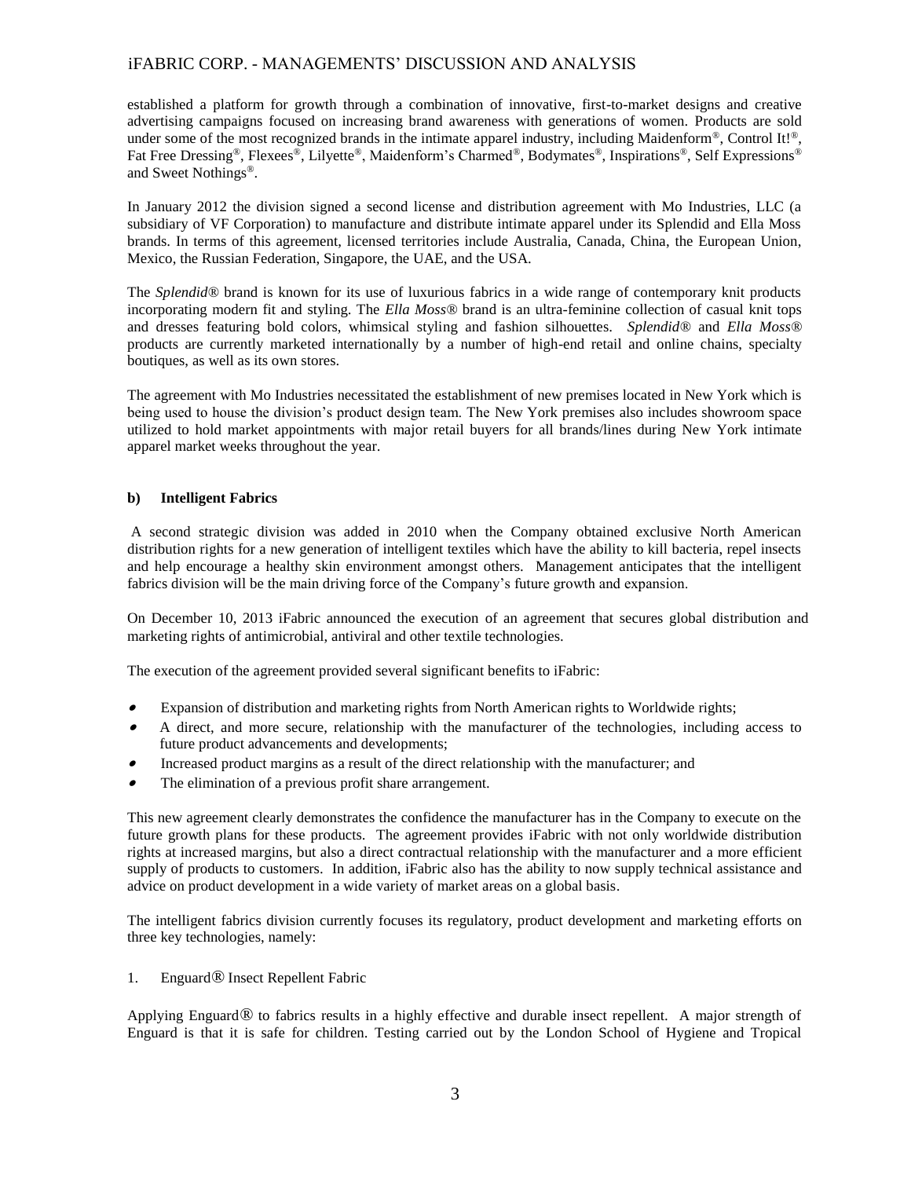established a platform for growth through a combination of innovative, first-to-market designs and creative advertising campaigns focused on increasing brand awareness with generations of women. Products are sold under some of the most recognized brands in the intimate apparel industry, including Maidenform®, Control It!®, Fat Free Dressing®, Flexees®, Lilyette®, Maidenform's Charmed®, Bodymates®, Inspirations®, Self Expressions® and Sweet Nothings®.

In January 2012 the division signed a second license and distribution agreement with Mo Industries, LLC (a subsidiary of VF Corporation) to manufacture and distribute intimate apparel under its Splendid and Ella Moss brands. In terms of this agreement, licensed territories include Australia, Canada, China, the European Union, Mexico, the Russian Federation, Singapore, the UAE, and the USA.

The *Splendid®* brand is known for its use of luxurious fabrics in a wide range of contemporary knit products incorporating modern fit and styling. The *Ella Moss®* brand is an ultra-feminine collection of casual knit tops and dresses featuring bold colors, whimsical styling and fashion silhouettes. *Splendid®* and *Ella Moss®* products are currently marketed internationally by a number of high-end retail and online chains, specialty boutiques, as well as its own stores.

The agreement with Mo Industries necessitated the establishment of new premises located in New York which is being used to house the division's product design team. The New York premises also includes showroom space utilized to hold market appointments with major retail buyers for all brands/lines during New York intimate apparel market weeks throughout the year.

**b) Intelligent Fabrics**

A second strategic division was added in 2010 when the Company obtained exclusive North American distribution rights for a new generation of intelligent textiles which have the ability to kill bacteria, repel insects and help encourage a healthy skin environment amongst others. Management anticipates that the intelligent fabrics division will be the main driving force of the Company's future growth and expansion.

On December 10, 2013 iFabric announced the execution of an agreement that secures global distribution and marketing rights of antimicrobial, antiviral and other textile technologies.

The execution of the agreement provided several significant benefits to iFabric:

- Expansion of distribution and marketing rights from North American rights to Worldwide rights;
- A direct, and more secure, relationship with the manufacturer of the technologies, including access to future product advancements and developments;
- Increased product margins as a result of the direct relationship with the manufacturer; and
- The elimination of a previous profit share arrangement.

This new agreement clearly demonstrates the confidence the manufacturer has in the Company to execute on the future growth plans for these products. The agreement provides iFabric with not only worldwide distribution rights at increased margins, but also a direct contractual relationship with the manufacturer and a more efficient supply of products to customers. In addition, iFabric also has the ability to now supply technical assistance and advice on product development in a wide variety of market areas on a global basis.

The intelligent fabrics division currently focuses its regulatory, product development and marketing efforts on three key technologies, namely:

1. Enguard® Insect Repellent Fabric

Applying Enguard® to fabrics results in a highly effective and durable insect repellent. A major strength of Enguard is that it is safe for children. Testing carried out by the London School of Hygiene and Tropical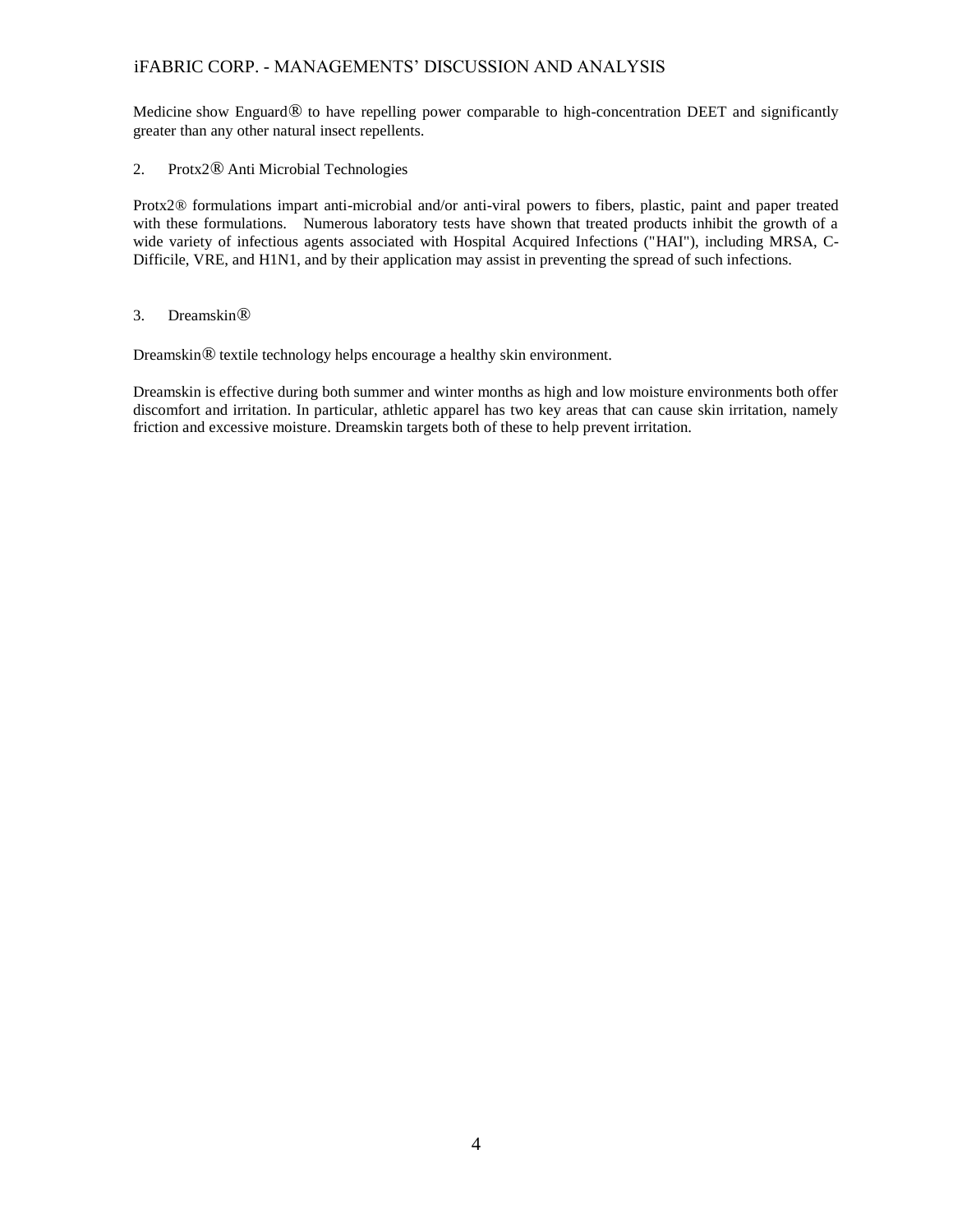Medicine show Enguard® to have repelling power comparable to high-concentration DEET and significantly greater than any other natural insect repellents.

2. Protx2® Anti Microbial Technologies

Protx2® formulations impart anti-microbial and/or anti-viral powers to fibers, plastic, paint and paper treated with these formulations. Numerous laboratory tests have shown that treated products inhibit the growth of a wide variety of infectious agents associated with Hospital Acquired Infections ("HAI"), including MRSA, C-Difficile, VRE, and H1N1, and by their application may assist in preventing the spread of such infections.

3. Dreamskin®

Dreamskin® textile technology helps encourage a healthy skin environment.

Dreamskin is effective during both summer and winter months as high and low moisture environments both offer discomfort and irritation. In particular, athletic apparel has two key areas that can cause skin irritation, namely friction and excessive moisture. Dreamskin targets both of these to help prevent irritation.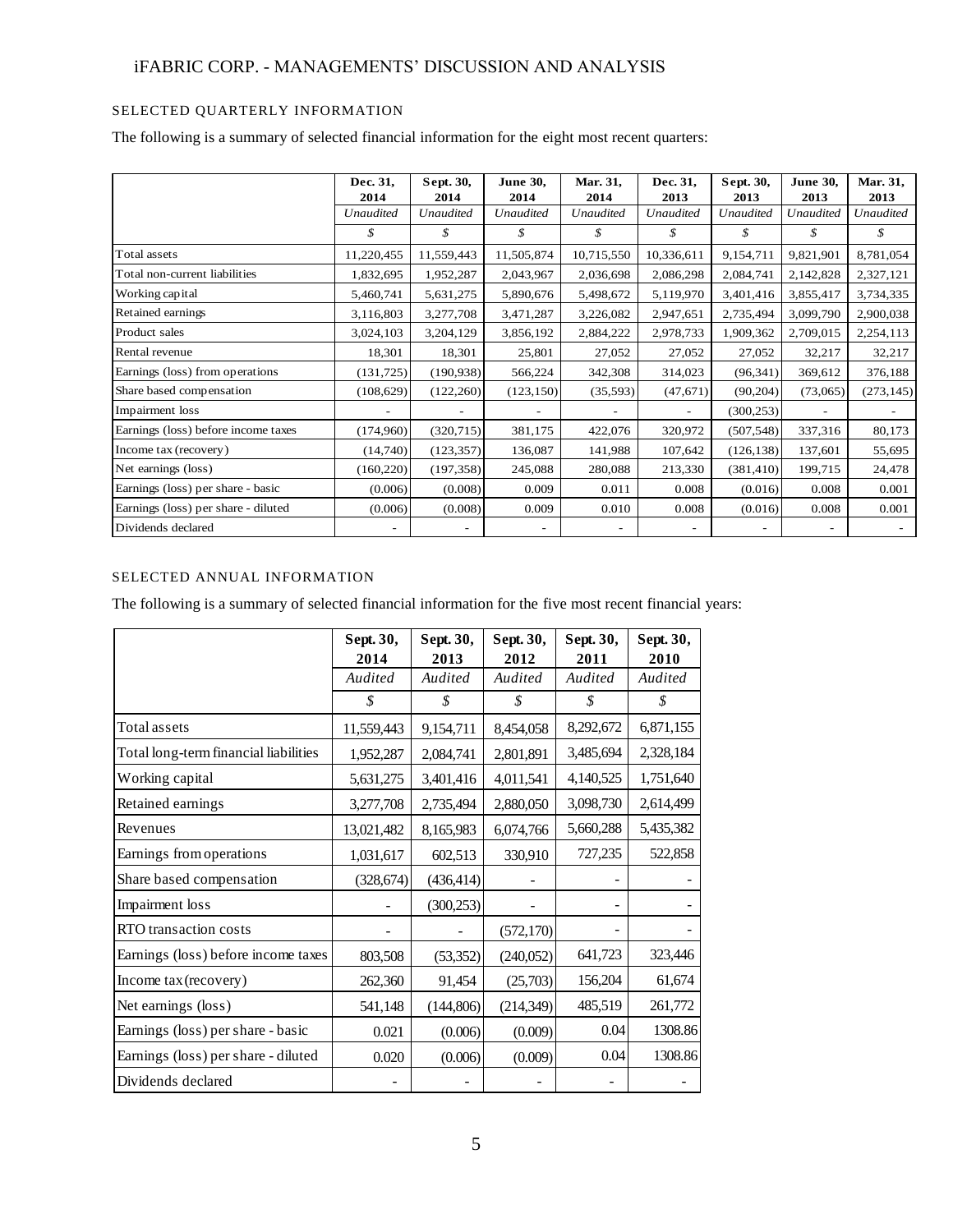# iFABRIC CORP. - MANAGEMENTS' DISCUSSION AND ANALYSIS

## SELECTED QUARTERLY INFORMATION

The following is a summary of selected financial information for the eight most recent quarters:

| | Dec. 31, 2014 | Sept. 30, 2014 | June 30, 2014 | Mar. 31, 2014 | Dec. 31, 2013 | Sept. 30, 2013 | June 30, 2013 | Mar. 31, 2013 |
|---|---|---|---|---|---|---|---|---|
| | *Unaudited* | *Unaudited* | *Unaudited* | *Unaudited* | *Unaudited* | *Unaudited* | *Unaudited* | *Unaudited* |
| | *$* | *$* | *$* | *$* | *$* | *$* | *$* | *$* |
| Total assets | 11,220,455 | 11,559,443 | 11,505,874 | 10,715,550 | 10,336,611 | 9,154,711 | 9,821,901 | 8,781,054 |
| Total non-current liabilities | 1,832,695 | 1,952,287 | 2,043,967 | 2,036,698 | 2,086,298 | 2,084,741 | 2,142,828 | 2,327,121 |
| Working capital | 5,460,741 | 5,631,275 | 5,890,676 | 5,498,672 | 5,119,970 | 3,401,416 | 3,855,417 | 3,734,335 |
| Retained earnings | 3,116,803 | 3,277,708 | 3,471,287 | 3,226,082 | 2,947,651 | 2,735,494 | 3,099,790 | 2,900,038 |
| Product sales | 3,024,103 | 3,204,129 | 3,856,192 | 2,884,222 | 2,978,733 | 1,909,362 | 2,709,015 | 2,254,113 |
| Rental revenue | 18,301 | 18,301 | 25,801 | 27,052 | 27,052 | 27,052 | 32,217 | 32,217 |
| Earnings (loss) from operations | (131,725) | (190,938) | 566,224 | 342,308 | 314,023 | (96,341) | 369,612 | 376,188 |
| Share based compensation | (108,629) | (122,260) | (123,150) | (35,593) | (47,671) | (90,204) | (73,065) | (273,145) |
| Impairment loss | - | - | - | - | - | (300,253) | - | - |
| Earnings (loss) before income taxes | (174,960) | (320,715) | 381,175 | 422,076 | 320,972 | (507,548) | 337,316 | 80,173 |
| Income tax (recovery) | (14,740) | (123,357) | 136,087 | 141,988 | 107,642 | (126,138) | 137,601 | 55,695 |
| Net earnings (loss) | (160,220) | (197,358) | 245,088 | 280,088 | 213,330 | (381,410) | 199,715 | 24,478 |
| Earnings (loss) per share - basic | (0.006) | (0.008) | 0.009 | 0.011 | 0.008 | (0.016) | 0.008 | 0.001 |
| Earnings (loss) per share - diluted | (0.006) | (0.008) | 0.009 | 0.010 | 0.008 | (0.016) | 0.008 | 0.001 |
| Dividends declared | - | - | - | - | - | - | - | - |

## SELECTED ANNUAL INFORMATION

The following is a summary of selected financial information for the five most recent financial years:

| | Sept. 30, 2014 | Sept. 30, 2013 | Sept. 30, 2012 | Sept. 30, 2011 | Sept. 30, 2010 |
|---|---|---|---|---|---|
| | *Audited* | *Audited* | *Audited* | *Audited* | *Audited* |
| | *$* | *$* | *$* | *$* | *$* |
| Total assets | 11,559,443 | 9,154,711 | 8,454,058 | 8,292,672 | 6,871,155 |
| Total long-term financial liabilities | 1,952,287 | 2,084,741 | 2,801,891 | 3,485,694 | 2,328,184 |
| Working capital | 5,631,275 | 3,401,416 | 4,011,541 | 4,140,525 | 1,751,640 |
| Retained earnings | 3,277,708 | 2,735,494 | 2,880,050 | 3,098,730 | 2,614,499 |
| Revenues | 13,021,482 | 8,165,983 | 6,074,766 | 5,660,288 | 5,435,382 |
| Earnings from operations | 1,031,617 | 602,513 | 330,910 | 727,235 | 522,858 |
| Share based compensation | (328,674) | (436,414) | - | - | - |
| Impairment loss | - | (300,253) | - | - | - |
| RTO transaction costs | - | - | (572,170) | - | - |
| Earnings (loss) before income taxes | 803,508 | (53,352) | (240,052) | 641,723 | 323,446 |
| Income tax (recovery) | 262,360 | 91,454 | (25,703) | 156,204 | 61,674 |
| Net earnings (loss) | 541,148 | (144,806) | (214,349) | 485,519 | 261,772 |
| Earnings (loss) per share - basic | 0.021 | (0.006) | (0.009) | 0.04 | 1308.86 |
| Earnings (loss) per share - diluted | 0.020 | (0.006) | (0.009) | 0.04 | 1308.86 |
| Dividends declared | - | - | - | - | - |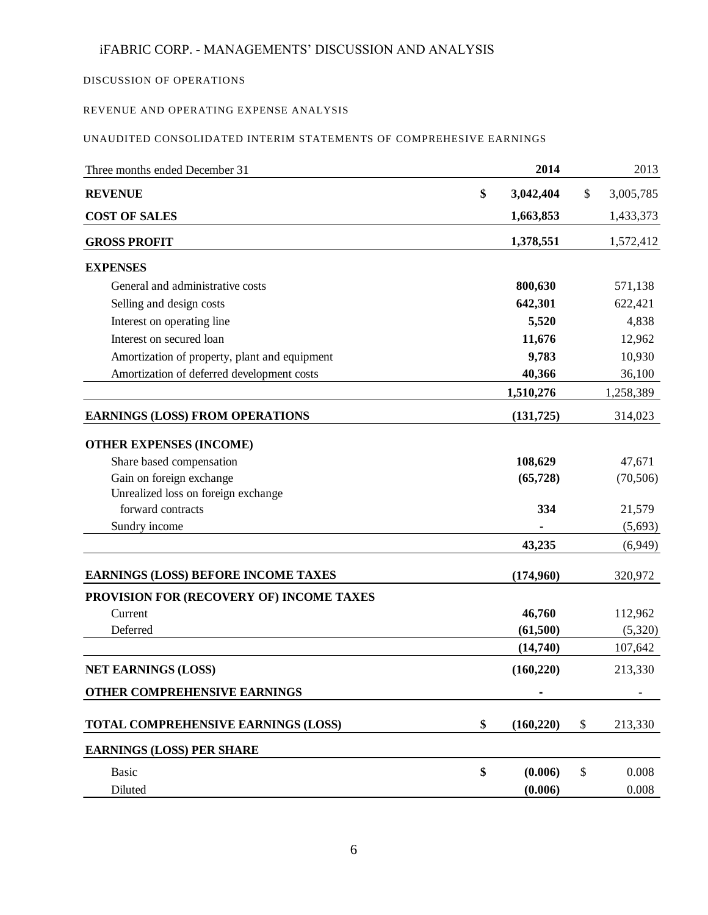# iFABRIC CORP. - MANAGEMENTS' DISCUSSION AND ANALYSIS

## DISCUSSION OF OPERATIONS

### REVENUE AND OPERATING EXPENSE ANALYSIS

### UNAUDITED CONSOLIDATED INTERIM STATEMENTS OF COMPREHESIVE EARNINGS

| Three months ended December 31 | | 2014 | | 2013 |
|---|---|---|---|---|
| **REVENUE** | **$** | **3,042,404** | $ | 3,005,785 |
| **COST OF SALES** | | **1,663,853** | | 1,433,373 |
| **GROSS PROFIT** | | **1,378,551** | | 1,572,412 |
| **EXPENSES** | | | | |
| General and administrative costs | | **800,630** | | 571,138 |
| Selling and design costs | | **642,301** | | 622,421 |
| Interest on operating line | | **5,520** | | 4,838 |
| Interest on secured loan | | **11,676** | | 12,962 |
| Amortization of property, plant and equipment | | **9,783** | | 10,930 |
| Amortization of deferred development costs | | **40,366** | | 36,100 |
| | | **1,510,276** | | 1,258,389 |
| **EARNINGS (LOSS) FROM OPERATIONS** | | **(131,725)** | | 314,023 |
| **OTHER EXPENSES (INCOME)** | | | | |
| Share based compensation | | **108,629** | | 47,671 |
| Gain on foreign exchange | | **(65,728)** | | (70,506) |
| Unrealized loss on foreign exchange forward contracts | | **334** | | 21,579 |
| Sundry income | | **-** | | (5,693) |
| | | **43,235** | | (6,949) |
| **EARNINGS (LOSS) BEFORE INCOME TAXES** | | **(174,960)** | | 320,972 |
| **PROVISION FOR (RECOVERY OF) INCOME TAXES** | | | | |
| Current | | **46,760** | | 112,962 |
| Deferred | | **(61,500)** | | (5,320) |
| | | **(14,740)** | | 107,642 |
| **NET EARNINGS (LOSS)** | | **(160,220)** | | 213,330 |
| **OTHER COMPREHENSIVE EARNINGS** | | **-** | | - |
| **TOTAL COMPREHENSIVE EARNINGS (LOSS)** | **$** | **(160,220)** | $ | 213,330 |
| **EARNINGS (LOSS) PER SHARE** | | | | |
| Basic | **$** | **(0.006)** | $ | 0.008 |
| Diluted | | **(0.006)** | | 0.008 |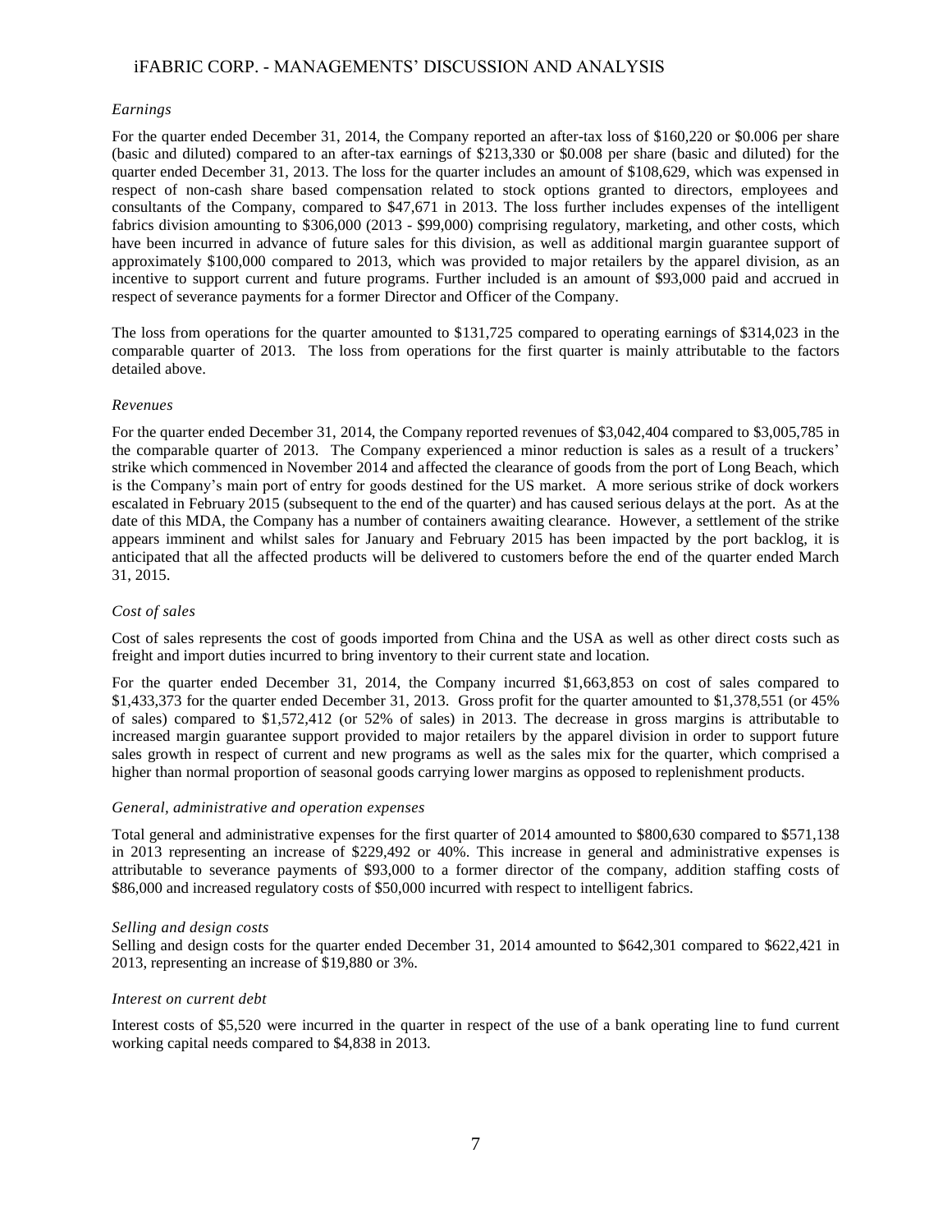*Earnings*

For the quarter ended December 31, 2014, the Company reported an after-tax loss of \$160,220 or \$0.006 per share (basic and diluted) compared to an after-tax earnings of \$213,330 or \$0.008 per share (basic and diluted) for the quarter ended December 31, 2013. The loss for the quarter includes an amount of \$108,629, which was expensed in respect of non-cash share based compensation related to stock options granted to directors, employees and consultants of the Company, compared to \$47,671 in 2013. The loss further includes expenses of the intelligent fabrics division amounting to \$306,000 (2013 - \$99,000) comprising regulatory, marketing, and other costs, which have been incurred in advance of future sales for this division, as well as additional margin guarantee support of approximately \$100,000 compared to 2013, which was provided to major retailers by the apparel division, as an incentive to support current and future programs. Further included is an amount of \$93,000 paid and accrued in respect of severance payments for a former Director and Officer of the Company.

The loss from operations for the quarter amounted to \$131,725 compared to operating earnings of \$314,023 in the comparable quarter of 2013. The loss from operations for the first quarter is mainly attributable to the factors detailed above.

*Revenues*

For the quarter ended December 31, 2014, the Company reported revenues of \$3,042,404 compared to \$3,005,785 in the comparable quarter of 2013. The Company experienced a minor reduction is sales as a result of a truckers' strike which commenced in November 2014 and affected the clearance of goods from the port of Long Beach, which is the Company's main port of entry for goods destined for the US market. A more serious strike of dock workers escalated in February 2015 (subsequent to the end of the quarter) and has caused serious delays at the port. As at the date of this MDA, the Company has a number of containers awaiting clearance. However, a settlement of the strike appears imminent and whilst sales for January and February 2015 has been impacted by the port backlog, it is anticipated that all the affected products will be delivered to customers before the end of the quarter ended March 31, 2015.

*Cost of sales*

Cost of sales represents the cost of goods imported from China and the USA as well as other direct costs such as freight and import duties incurred to bring inventory to their current state and location.

For the quarter ended December 31, 2014, the Company incurred \$1,663,853 on cost of sales compared to \$1,433,373 for the quarter ended December 31, 2013. Gross profit for the quarter amounted to \$1,378,551 (or 45% of sales) compared to \$1,572,412 (or 52% of sales) in 2013. The decrease in gross margins is attributable to increased margin guarantee support provided to major retailers by the apparel division in order to support future sales growth in respect of current and new programs as well as the sales mix for the quarter, which comprised a higher than normal proportion of seasonal goods carrying lower margins as opposed to replenishment products.

*General, administrative and operation expenses*

Total general and administrative expenses for the first quarter of 2014 amounted to \$800,630 compared to \$571,138 in 2013 representing an increase of \$229,492 or 40%. This increase in general and administrative expenses is attributable to severance payments of \$93,000 to a former director of the company, addition staffing costs of \$86,000 and increased regulatory costs of \$50,000 incurred with respect to intelligent fabrics.

*Selling and design costs*

Selling and design costs for the quarter ended December 31, 2014 amounted to \$642,301 compared to \$622,421 in 2013, representing an increase of \$19,880 or 3%.

*Interest on current debt*

Interest costs of \$5,520 were incurred in the quarter in respect of the use of a bank operating line to fund current working capital needs compared to \$4,838 in 2013.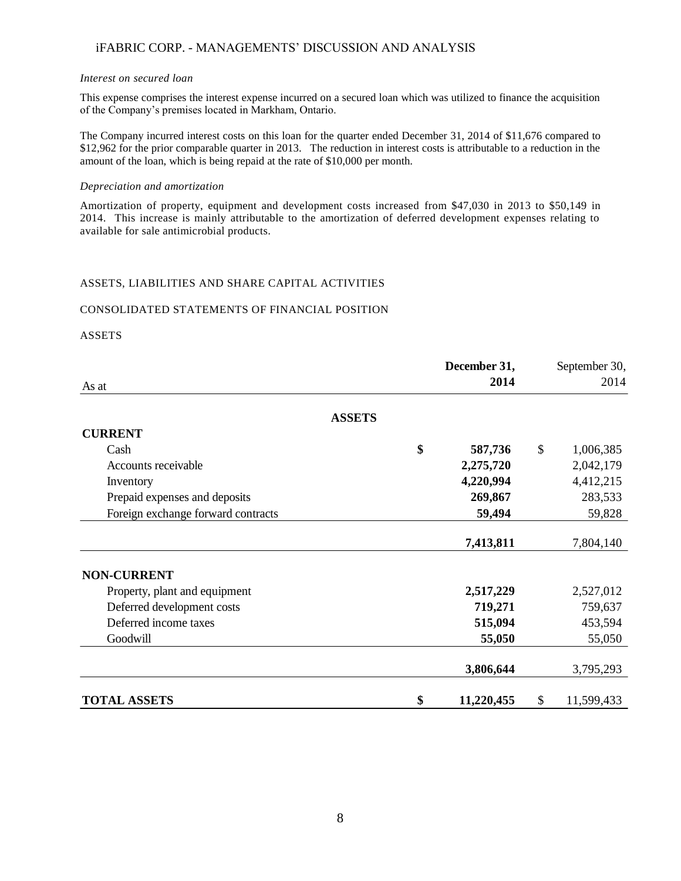*Interest on secured loan*

This expense comprises the interest expense incurred on a secured loan which was utilized to finance the acquisition of the Company's premises located in Markham, Ontario.

The Company incurred interest costs on this loan for the quarter ended December 31, 2014 of $11,676 compared to $12,962 for the prior comparable quarter in 2013. The reduction in interest costs is attributable to a reduction in the amount of the loan, which is being repaid at the rate of $10,000 per month.

*Depreciation and amortization*

Amortization of property, equipment and development costs increased from $47,030 in 2013 to $50,149 in 2014. This increase is mainly attributable to the amortization of deferred development expenses relating to available for sale antimicrobial products.

ASSETS, LIABILITIES AND SHARE CAPITAL ACTIVITIES

CONSOLIDATED STATEMENTS OF FINANCIAL POSITION

ASSETS

| As at | | **December 31, 2014** | | September 30, 2014 |
|---|---|---|---|---|
| **ASSETS** | | | | |
| **CURRENT** | | | | |
| Cash | **$** | **587,736** | $ | 1,006,385 |
| Accounts receivable | | **2,275,720** | | 2,042,179 |
| Inventory | | **4,220,994** | | 4,412,215 |
| Prepaid expenses and deposits | | **269,867** | | 283,533 |
| Foreign exchange forward contracts | | **59,494** | | 59,828 |
| | | **7,413,811** | | 7,804,140 |
| **NON-CURRENT** | | | | |
| Property, plant and equipment | | **2,517,229** | | 2,527,012 |
| Deferred development costs | | **719,271** | | 759,637 |
| Deferred income taxes | | **515,094** | | 453,594 |
| Goodwill | | **55,050** | | 55,050 |
| | | **3,806,644** | | 3,795,293 |
| **TOTAL ASSETS** | **$** | **11,220,455** | $ | 11,599,433 |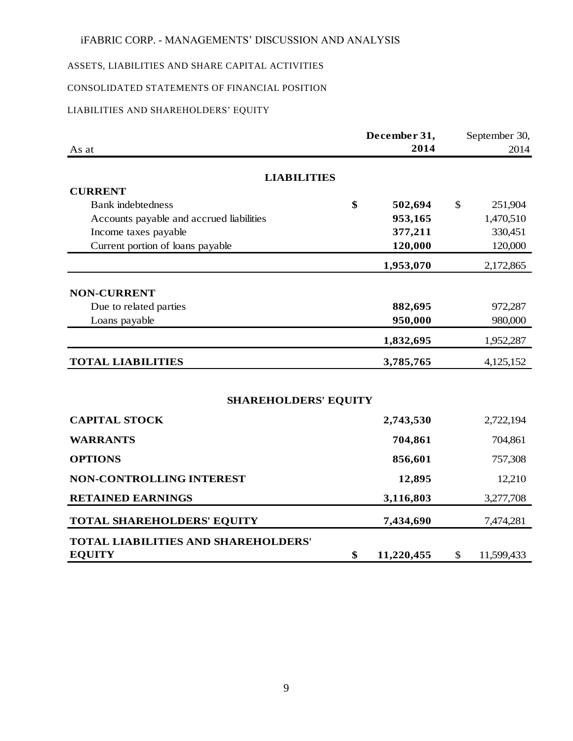iFABRIC CORP. - MANAGEMENTS' DISCUSSION AND ANALYSIS

ASSETS, LIABILITIES AND SHARE CAPITAL ACTIVITIES

CONSOLIDATED STATEMENTS OF FINANCIAL POSITION

LIABILITIES AND SHAREHOLDERS' EQUITY

| As at | December 31, 2014 | September 30, 2014 |
|---|---|---|
| **LIABILITIES** | | |
| **CURRENT** | | |
| Bank indebtedness | **$ 502,694** | $ 251,904 |
| Accounts payable and accrued liabilities | **953,165** | 1,470,510 |
| Income taxes payable | **377,211** | 330,451 |
| Current portion of loans payable | **120,000** | 120,000 |
| | **1,953,070** | 2,172,865 |
| **NON-CURRENT** | | |
| Due to related parties | **882,695** | 972,287 |
| Loans payable | **950,000** | 980,000 |
| | **1,832,695** | 1,952,287 |
| **TOTAL LIABILITIES** | **3,785,765** | 4,125,152 |
| **SHAREHOLDERS' EQUITY** | | |
| **CAPITAL STOCK** | **2,743,530** | 2,722,194 |
| **WARRANTS** | **704,861** | 704,861 |
| **OPTIONS** | **856,601** | 757,308 |
| **NON-CONTROLLING INTEREST** | **12,895** | 12,210 |
| **RETAINED EARNINGS** | **3,116,803** | 3,277,708 |
| **TOTAL SHAREHOLDERS' EQUITY** | **7,434,690** | 7,474,281 |
| **TOTAL LIABILITIES AND SHAREHOLDERS' EQUITY** | **$ 11,220,455** | $ 11,599,433 |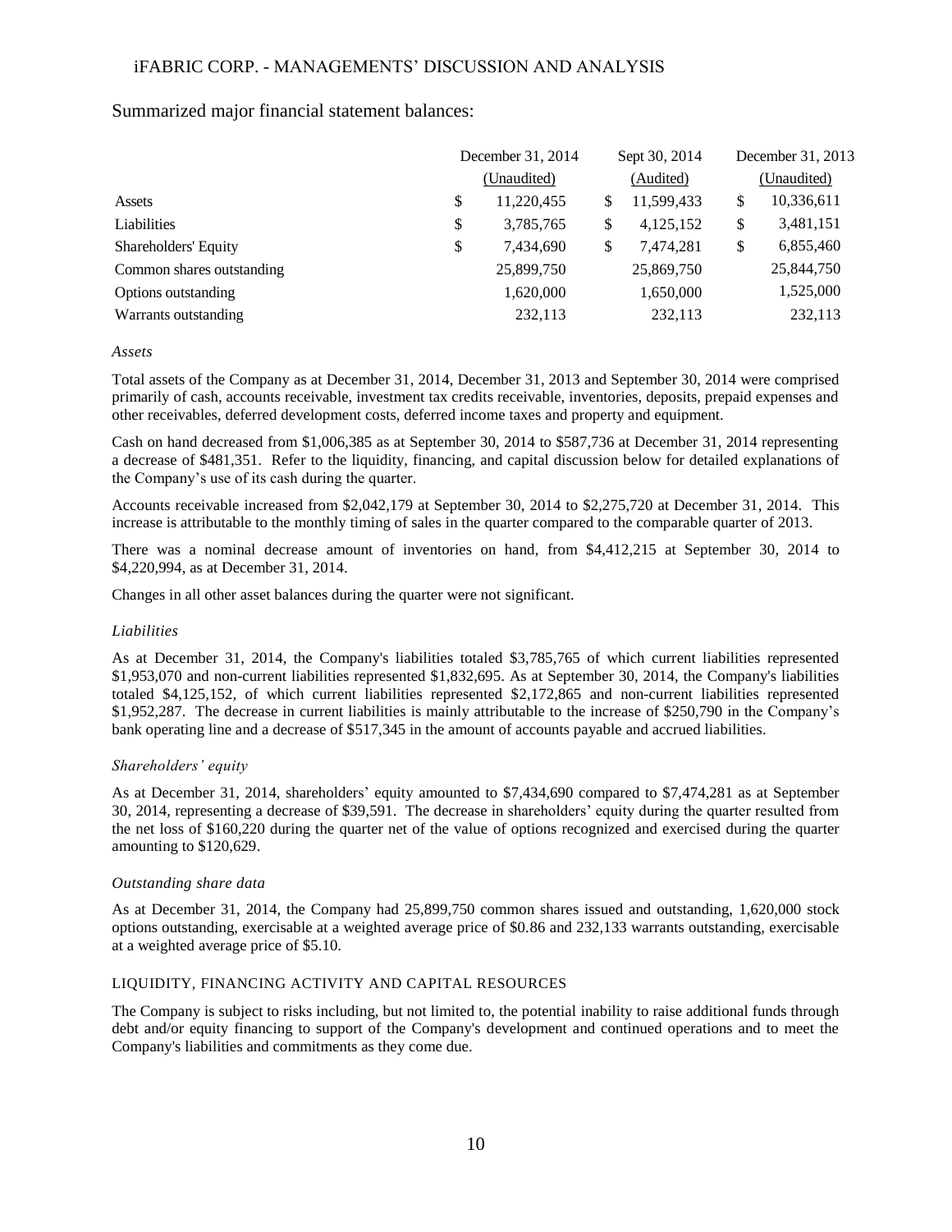Summarized major financial statement balances:

| | December 31, 2014 (Unaudited) | Sept 30, 2014 (Audited) | December 31, 2013 (Unaudited) |
|---|---|---|---|
| Assets | $ 11,220,455 | $ 11,599,433 | $ 10,336,611 |
| Liabilities | $ 3,785,765 | $ 4,125,152 | $ 3,481,151 |
| Shareholders' Equity | $ 7,434,690 | $ 7,474,281 | $ 6,855,460 |
| Common shares outstanding | 25,899,750 | 25,869,750 | 25,844,750 |
| Options outstanding | 1,620,000 | 1,650,000 | 1,525,000 |
| Warrants outstanding | 232,113 | 232,113 | 232,113 |

*Assets*

Total assets of the Company as at December 31, 2014, December 31, 2013 and September 30, 2014 were comprised primarily of cash, accounts receivable, investment tax credits receivable, inventories, deposits, prepaid expenses and other receivables, deferred development costs, deferred income taxes and property and equipment.

Cash on hand decreased from $1,006,385 as at September 30, 2014 to $587,736 at December 31, 2014 representing a decrease of $481,351. Refer to the liquidity, financing, and capital discussion below for detailed explanations of the Company's use of its cash during the quarter.

Accounts receivable increased from $2,042,179 at September 30, 2014 to $2,275,720 at December 31, 2014. This increase is attributable to the monthly timing of sales in the quarter compared to the comparable quarter of 2013.

There was a nominal decrease amount of inventories on hand, from $4,412,215 at September 30, 2014 to $4,220,994, as at December 31, 2014.

Changes in all other asset balances during the quarter were not significant.

*Liabilities*

As at December 31, 2014, the Company's liabilities totaled $3,785,765 of which current liabilities represented $1,953,070 and non-current liabilities represented $1,832,695. As at September 30, 2014, the Company's liabilities totaled $4,125,152, of which current liabilities represented $2,172,865 and non-current liabilities represented $1,952,287. The decrease in current liabilities is mainly attributable to the increase of $250,790 in the Company's bank operating line and a decrease of $517,345 in the amount of accounts payable and accrued liabilities.

*Shareholders' equity*

As at December 31, 2014, shareholders' equity amounted to $7,434,690 compared to $7,474,281 as at September 30, 2014, representing a decrease of $39,591. The decrease in shareholders' equity during the quarter resulted from the net loss of $160,220 during the quarter net of the value of options recognized and exercised during the quarter amounting to $120,629.

*Outstanding share data*

As at December 31, 2014, the Company had 25,899,750 common shares issued and outstanding, 1,620,000 stock options outstanding, exercisable at a weighted average price of $0.86 and 232,133 warrants outstanding, exercisable at a weighted average price of $5.10.

## LIQUIDITY, FINANCING ACTIVITY AND CAPITAL RESOURCES

The Company is subject to risks including, but not limited to, the potential inability to raise additional funds through debt and/or equity financing to support of the Company's development and continued operations and to meet the Company's liabilities and commitments as they come due.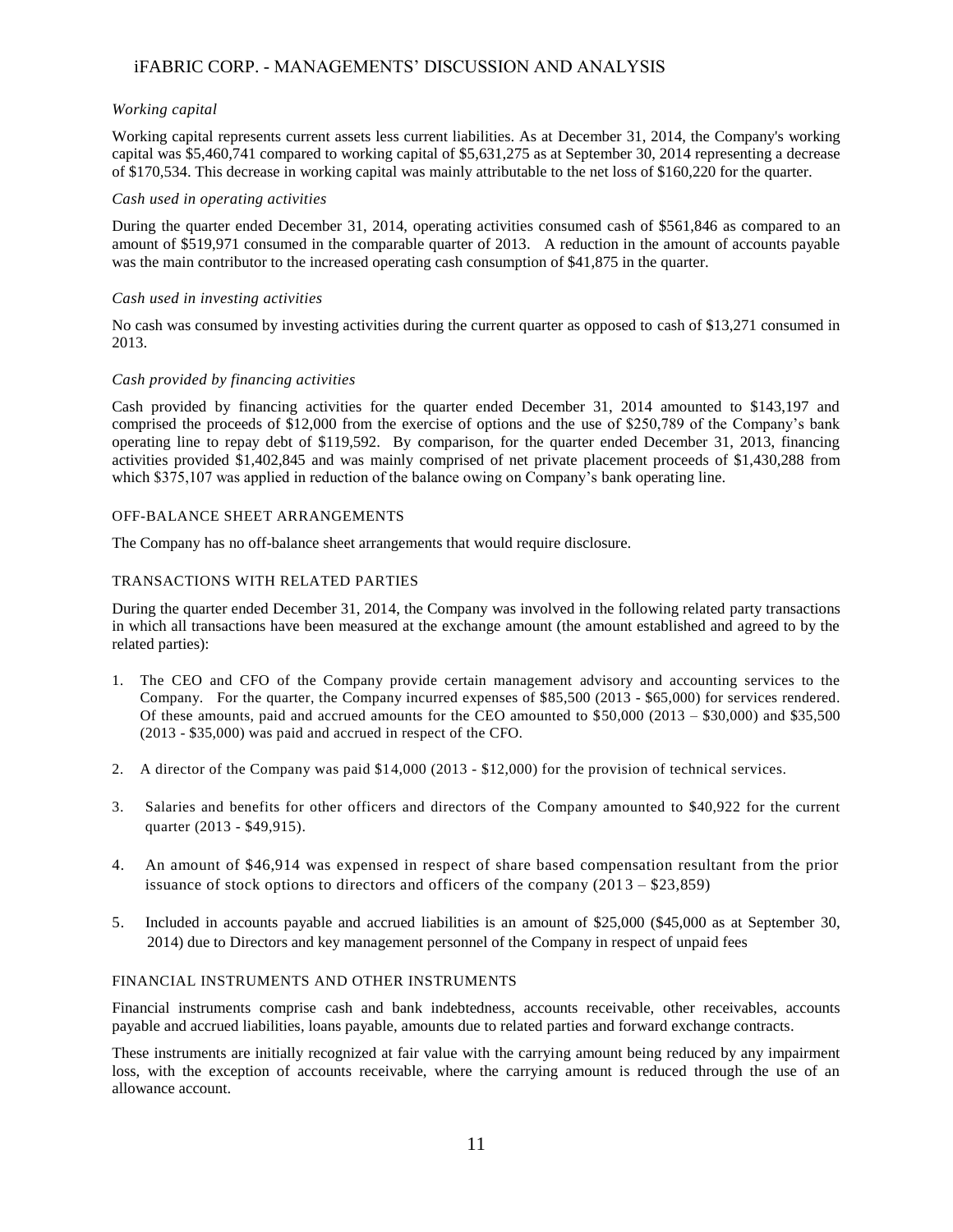*Working capital*

Working capital represents current assets less current liabilities. As at December 31, 2014, the Company's working capital was $5,460,741 compared to working capital of $5,631,275 as at September 30, 2014 representing a decrease of $170,534. This decrease in working capital was mainly attributable to the net loss of $160,220 for the quarter.

*Cash used in operating activities*

During the quarter ended December 31, 2014, operating activities consumed cash of $561,846 as compared to an amount of $519,971 consumed in the comparable quarter of 2013. A reduction in the amount of accounts payable was the main contributor to the increased operating cash consumption of $41,875 in the quarter.

*Cash used in investing activities*

No cash was consumed by investing activities during the current quarter as opposed to cash of $13,271 consumed in 2013.

*Cash provided by financing activities*

Cash provided by financing activities for the quarter ended December 31, 2014 amounted to $143,197 and comprised the proceeds of $12,000 from the exercise of options and the use of $250,789 of the Company's bank operating line to repay debt of $119,592. By comparison, for the quarter ended December 31, 2013, financing activities provided $1,402,845 and was mainly comprised of net private placement proceeds of $1,430,288 from which $375,107 was applied in reduction of the balance owing on Company's bank operating line.

## OFF-BALANCE SHEET ARRANGEMENTS

The Company has no off-balance sheet arrangements that would require disclosure.

## TRANSACTIONS WITH RELATED PARTIES

During the quarter ended December 31, 2014, the Company was involved in the following related party transactions in which all transactions have been measured at the exchange amount (the amount established and agreed to by the related parties):

1. The CEO and CFO of the Company provide certain management advisory and accounting services to the Company. For the quarter, the Company incurred expenses of $85,500 (2013 - $65,000) for services rendered. Of these amounts, paid and accrued amounts for the CEO amounted to $50,000 (2013 – $30,000) and $35,500 (2013 - $35,000) was paid and accrued in respect of the CFO.

2. A director of the Company was paid $14,000 (2013 - $12,000) for the provision of technical services.

3. Salaries and benefits for other officers and directors of the Company amounted to $40,922 for the current quarter (2013 - $49,915).

4. An amount of $46,914 was expensed in respect of share based compensation resultant from the prior issuance of stock options to directors and officers of the company (2013 – $23,859)

5. Included in accounts payable and accrued liabilities is an amount of $25,000 ($45,000 as at September 30, 2014) due to Directors and key management personnel of the Company in respect of unpaid fees

## FINANCIAL INSTRUMENTS AND OTHER INSTRUMENTS

Financial instruments comprise cash and bank indebtedness, accounts receivable, other receivables, accounts payable and accrued liabilities, loans payable, amounts due to related parties and forward exchange contracts.

These instruments are initially recognized at fair value with the carrying amount being reduced by any impairment loss, with the exception of accounts receivable, where the carrying amount is reduced through the use of an allowance account.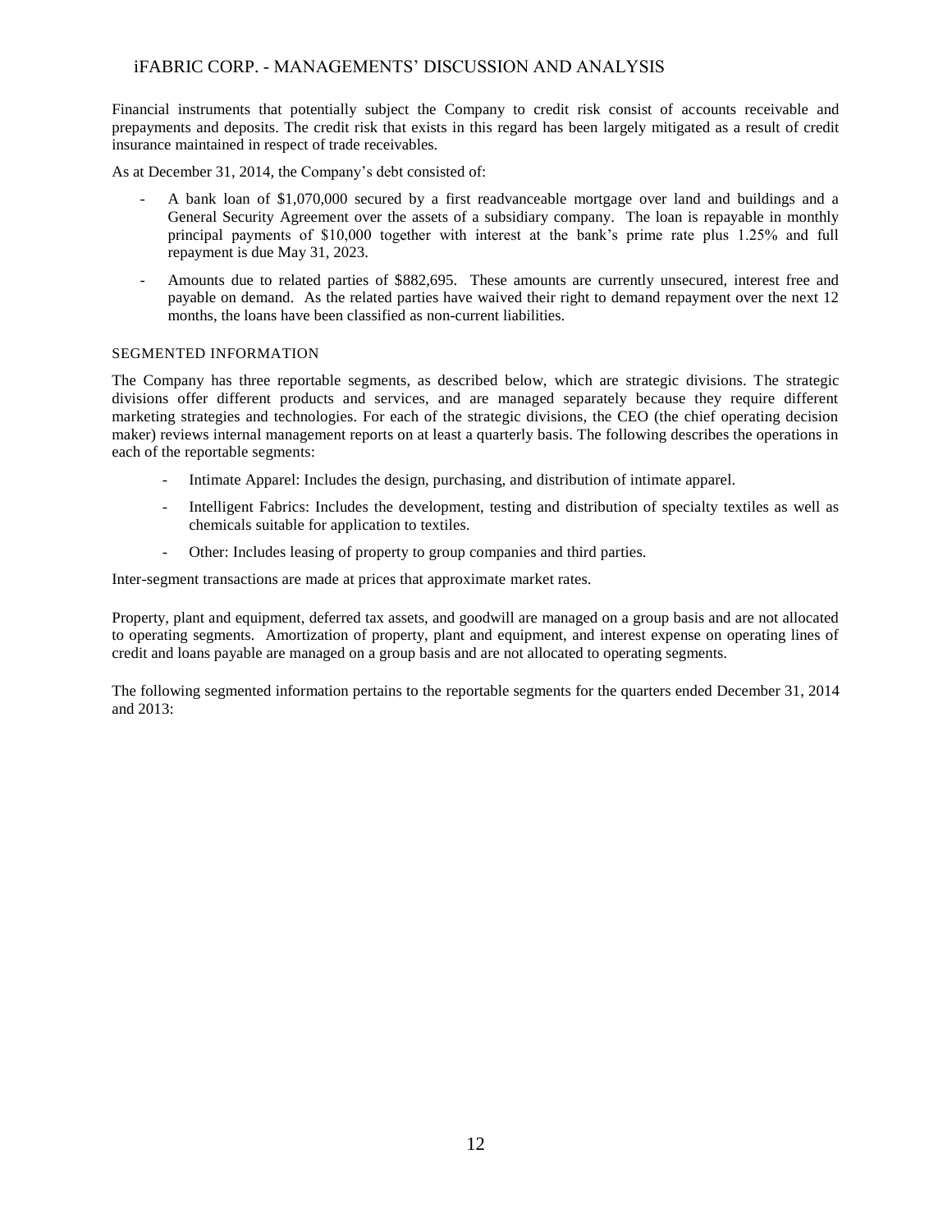Financial instruments that potentially subject the Company to credit risk consist of accounts receivable and prepayments and deposits. The credit risk that exists in this regard has been largely mitigated as a result of credit insurance maintained in respect of trade receivables.

As at December 31, 2014, the Company's debt consisted of:

- A bank loan of $1,070,000 secured by a first readvanceable mortgage over land and buildings and a General Security Agreement over the assets of a subsidiary company. The loan is repayable in monthly principal payments of $10,000 together with interest at the bank's prime rate plus 1.25% and full repayment is due May 31, 2023.
- Amounts due to related parties of $882,695. These amounts are currently unsecured, interest free and payable on demand. As the related parties have waived their right to demand repayment over the next 12 months, the loans have been classified as non-current liabilities.

## SEGMENTED INFORMATION

The Company has three reportable segments, as described below, which are strategic divisions. The strategic divisions offer different products and services, and are managed separately because they require different marketing strategies and technologies. For each of the strategic divisions, the CEO (the chief operating decision maker) reviews internal management reports on at least a quarterly basis. The following describes the operations in each of the reportable segments:

- Intimate Apparel: Includes the design, purchasing, and distribution of intimate apparel.
- Intelligent Fabrics: Includes the development, testing and distribution of specialty textiles as well as chemicals suitable for application to textiles.
- Other: Includes leasing of property to group companies and third parties.

Inter-segment transactions are made at prices that approximate market rates.

Property, plant and equipment, deferred tax assets, and goodwill are managed on a group basis and are not allocated to operating segments. Amortization of property, plant and equipment, and interest expense on operating lines of credit and loans payable are managed on a group basis and are not allocated to operating segments.

The following segmented information pertains to the reportable segments for the quarters ended December 31, 2014 and 2013: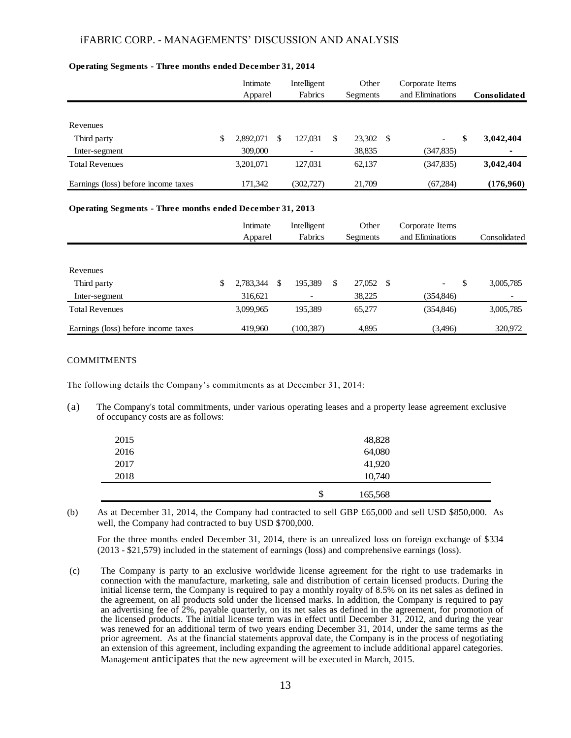**Operating Segments - Three months ended December 31, 2014**

| | Intimate Apparel | Intelligent Fabrics | Other Segments | Corporate Items and Eliminations | **Consolidated** |
|---|---|---|---|---|---|
| Revenues | | | | | |
| Third party | $ 2,892,071 | $ 127,031 | $ 23,302 | $ - | **$ 3,042,404** |
| Inter-segment | 309,000 | - | 38,835 | (347,835) | **-** |
| Total Revenues | 3,201,071 | 127,031 | 62,137 | (347,835) | **3,042,404** |
| Earnings (loss) before income taxes | 171,342 | (302,727) | 21,709 | (67,284) | **(176,960)** |

**Operating Segments - Three months ended December 31, 2013**

| | Intimate Apparel | Intelligent Fabrics | Other Segments | Corporate Items and Eliminations | Consolidated |
|---|---|---|---|---|---|
| Revenues | | | | | |
| Third party | $ 2,783,344 | $ 195,389 | $ 27,052 | $ - | $ 3,005,785 |
| Inter-segment | 316,621 | - | 38,225 | (354,846) | - |
| Total Revenues | 3,099,965 | 195,389 | 65,277 | (354,846) | 3,005,785 |
| Earnings (loss) before income taxes | 419,960 | (100,387) | 4,895 | (3,496) | 320,972 |

COMMITMENTS

The following details the Company's commitments as at December 31, 2014:

(a) The Company's total commitments, under various operating leases and a property lease agreement exclusive of occupancy costs are as follows:

| | |
|---|---|
| 2015 | 48,828 |
| 2016 | 64,080 |
| 2017 | 41,920 |
| 2018 | 10,740 |
| | $ 165,568 |

(b) As at December 31, 2014, the Company had contracted to sell GBP £65,000 and sell USD $850,000. As well, the Company had contracted to buy USD $700,000.

For the three months ended December 31, 2014, there is an unrealized loss on foreign exchange of $334 (2013 - $21,579) included in the statement of earnings (loss) and comprehensive earnings (loss).

(c) The Company is party to an exclusive worldwide license agreement for the right to use trademarks in connection with the manufacture, marketing, sale and distribution of certain licensed products. During the initial license term, the Company is required to pay a monthly royalty of 8.5% on its net sales as defined in the agreement, on all products sold under the licensed marks. In addition, the Company is required to pay an advertising fee of 2%, payable quarterly, on its net sales as defined in the agreement, for promotion of the licensed products. The initial license term was in effect until December 31, 2012, and during the year was renewed for an additional term of two years ending December 31, 2014, under the same terms as the prior agreement. As at the financial statements approval date, the Company is in the process of negotiating an extension of this agreement, including expanding the agreement to include additional apparel categories. Management anticipates that the new agreement will be executed in March, 2015.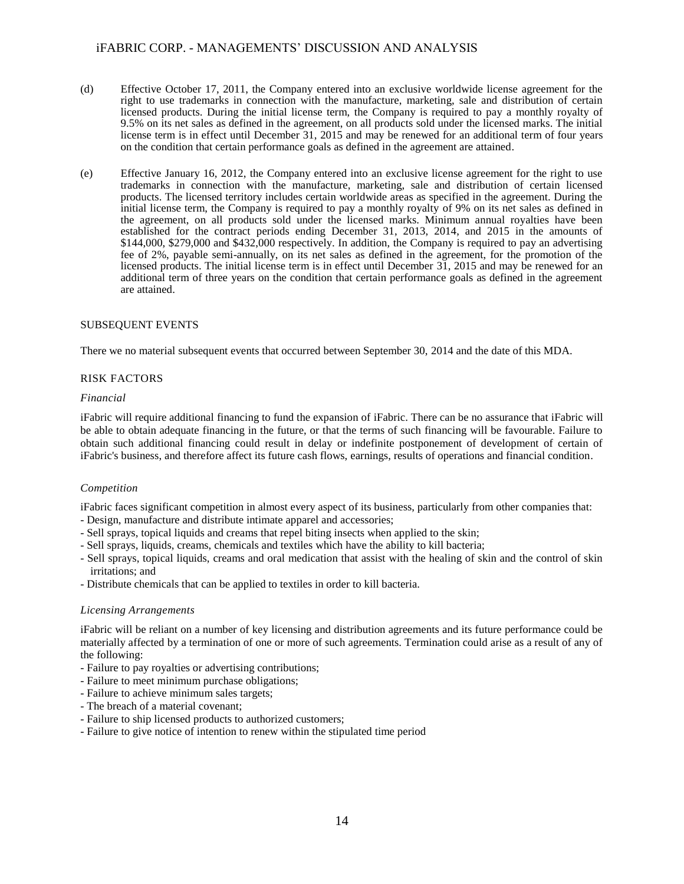(d) Effective October 17, 2011, the Company entered into an exclusive worldwide license agreement for the right to use trademarks in connection with the manufacture, marketing, sale and distribution of certain licensed products. During the initial license term, the Company is required to pay a monthly royalty of 9.5% on its net sales as defined in the agreement, on all products sold under the licensed marks. The initial license term is in effect until December 31, 2015 and may be renewed for an additional term of four years on the condition that certain performance goals as defined in the agreement are attained.

(e) Effective January 16, 2012, the Company entered into an exclusive license agreement for the right to use trademarks in connection with the manufacture, marketing, sale and distribution of certain licensed products. The licensed territory includes certain worldwide areas as specified in the agreement. During the initial license term, the Company is required to pay a monthly royalty of 9% on its net sales as defined in the agreement, on all products sold under the licensed marks. Minimum annual royalties have been established for the contract periods ending December 31, 2013, 2014, and 2015 in the amounts of \$144,000, \$279,000 and \$432,000 respectively. In addition, the Company is required to pay an advertising fee of 2%, payable semi-annually, on its net sales as defined in the agreement, for the promotion of the licensed products. The initial license term is in effect until December 31, 2015 and may be renewed for an additional term of three years on the condition that certain performance goals as defined in the agreement are attained.

## SUBSEQUENT EVENTS

There we no material subsequent events that occurred between September 30, 2014 and the date of this MDA.

## RISK FACTORS

### *Financial*

iFabric will require additional financing to fund the expansion of iFabric. There can be no assurance that iFabric will be able to obtain adequate financing in the future, or that the terms of such financing will be favourable. Failure to obtain such additional financing could result in delay or indefinite postponement of development of certain of iFabric's business, and therefore affect its future cash flows, earnings, results of operations and financial condition.

### *Competition*

iFabric faces significant competition in almost every aspect of its business, particularly from other companies that:

- Design, manufacture and distribute intimate apparel and accessories;
- Sell sprays, topical liquids and creams that repel biting insects when applied to the skin;
- Sell sprays, liquids, creams, chemicals and textiles which have the ability to kill bacteria;
- Sell sprays, topical liquids, creams and oral medication that assist with the healing of skin and the control of skin irritations; and
- Distribute chemicals that can be applied to textiles in order to kill bacteria.

### *Licensing Arrangements*

iFabric will be reliant on a number of key licensing and distribution agreements and its future performance could be materially affected by a termination of one or more of such agreements. Termination could arise as a result of any of the following:

- Failure to pay royalties or advertising contributions;
- Failure to meet minimum purchase obligations;
- Failure to achieve minimum sales targets;
- The breach of a material covenant;
- Failure to ship licensed products to authorized customers;
- Failure to give notice of intention to renew within the stipulated time period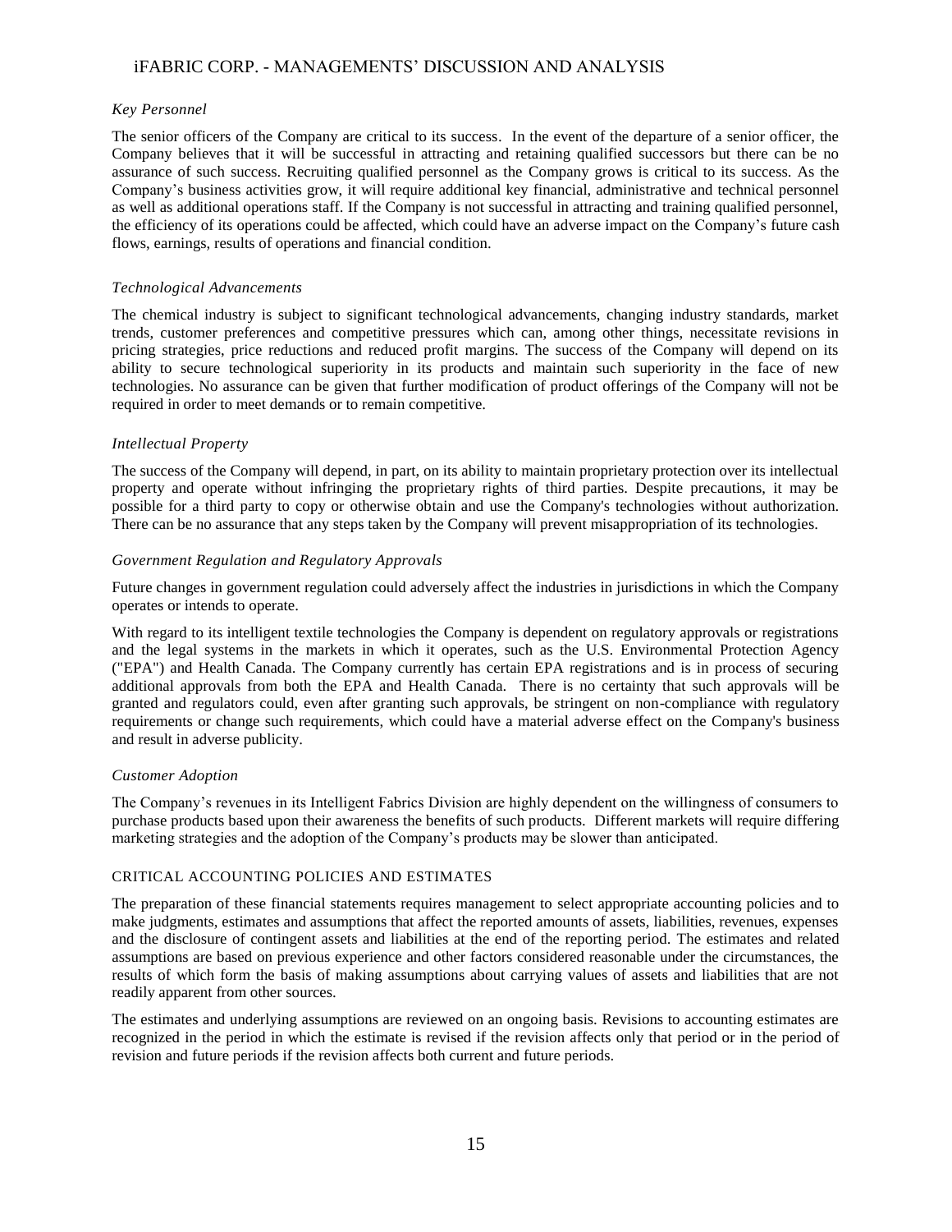*Key Personnel*

The senior officers of the Company are critical to its success. In the event of the departure of a senior officer, the Company believes that it will be successful in attracting and retaining qualified successors but there can be no assurance of such success. Recruiting qualified personnel as the Company grows is critical to its success. As the Company's business activities grow, it will require additional key financial, administrative and technical personnel as well as additional operations staff. If the Company is not successful in attracting and training qualified personnel, the efficiency of its operations could be affected, which could have an adverse impact on the Company's future cash flows, earnings, results of operations and financial condition.

*Technological Advancements*

The chemical industry is subject to significant technological advancements, changing industry standards, market trends, customer preferences and competitive pressures which can, among other things, necessitate revisions in pricing strategies, price reductions and reduced profit margins. The success of the Company will depend on its ability to secure technological superiority in its products and maintain such superiority in the face of new technologies. No assurance can be given that further modification of product offerings of the Company will not be required in order to meet demands or to remain competitive.

*Intellectual Property*

The success of the Company will depend, in part, on its ability to maintain proprietary protection over its intellectual property and operate without infringing the proprietary rights of third parties. Despite precautions, it may be possible for a third party to copy or otherwise obtain and use the Company's technologies without authorization. There can be no assurance that any steps taken by the Company will prevent misappropriation of its technologies.

*Government Regulation and Regulatory Approvals*

Future changes in government regulation could adversely affect the industries in jurisdictions in which the Company operates or intends to operate.

With regard to its intelligent textile technologies the Company is dependent on regulatory approvals or registrations and the legal systems in the markets in which it operates, such as the U.S. Environmental Protection Agency ("EPA") and Health Canada. The Company currently has certain EPA registrations and is in process of securing additional approvals from both the EPA and Health Canada. There is no certainty that such approvals will be granted and regulators could, even after granting such approvals, be stringent on non-compliance with regulatory requirements or change such requirements, which could have a material adverse effect on the Company's business and result in adverse publicity.

*Customer Adoption*

The Company's revenues in its Intelligent Fabrics Division are highly dependent on the willingness of consumers to purchase products based upon their awareness the benefits of such products. Different markets will require differing marketing strategies and the adoption of the Company's products may be slower than anticipated.

## CRITICAL ACCOUNTING POLICIES AND ESTIMATES

The preparation of these financial statements requires management to select appropriate accounting policies and to make judgments, estimates and assumptions that affect the reported amounts of assets, liabilities, revenues, expenses and the disclosure of contingent assets and liabilities at the end of the reporting period. The estimates and related assumptions are based on previous experience and other factors considered reasonable under the circumstances, the results of which form the basis of making assumptions about carrying values of assets and liabilities that are not readily apparent from other sources.

The estimates and underlying assumptions are reviewed on an ongoing basis. Revisions to accounting estimates are recognized in the period in which the estimate is revised if the revision affects only that period or in the period of revision and future periods if the revision affects both current and future periods.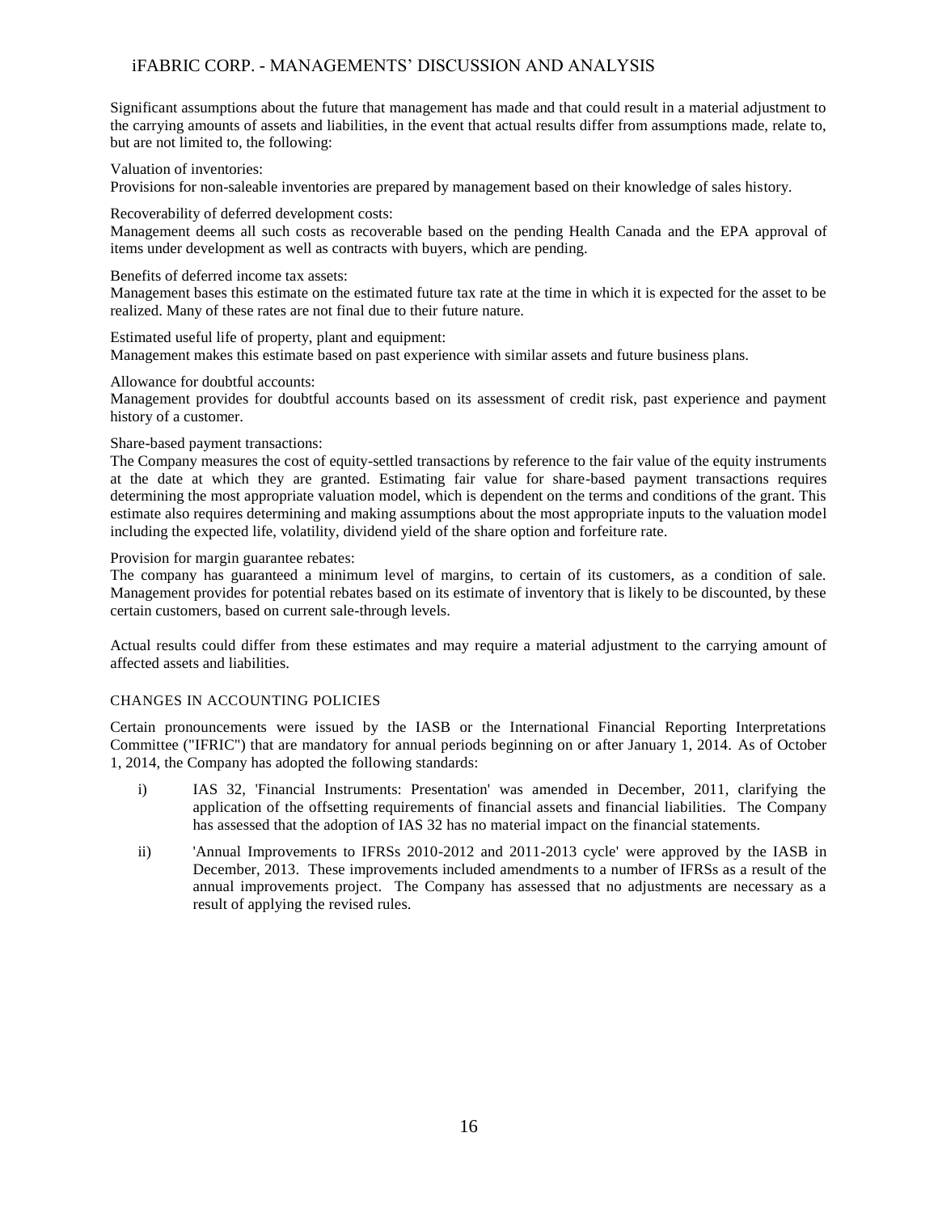Significant assumptions about the future that management has made and that could result in a material adjustment to the carrying amounts of assets and liabilities, in the event that actual results differ from assumptions made, relate to, but are not limited to, the following:

Valuation of inventories:
Provisions for non-saleable inventories are prepared by management based on their knowledge of sales history.

Recoverability of deferred development costs:
Management deems all such costs as recoverable based on the pending Health Canada and the EPA approval of items under development as well as contracts with buyers, which are pending.

Benefits of deferred income tax assets:
Management bases this estimate on the estimated future tax rate at the time in which it is expected for the asset to be realized. Many of these rates are not final due to their future nature.

Estimated useful life of property, plant and equipment:
Management makes this estimate based on past experience with similar assets and future business plans.

Allowance for doubtful accounts:
Management provides for doubtful accounts based on its assessment of credit risk, past experience and payment history of a customer.

Share-based payment transactions:
The Company measures the cost of equity-settled transactions by reference to the fair value of the equity instruments at the date at which they are granted. Estimating fair value for share-based payment transactions requires determining the most appropriate valuation model, which is dependent on the terms and conditions of the grant. This estimate also requires determining and making assumptions about the most appropriate inputs to the valuation model including the expected life, volatility, dividend yield of the share option and forfeiture rate.

Provision for margin guarantee rebates:
The company has guaranteed a minimum level of margins, to certain of its customers, as a condition of sale. Management provides for potential rebates based on its estimate of inventory that is likely to be discounted, by these certain customers, based on current sale-through levels.

Actual results could differ from these estimates and may require a material adjustment to the carrying amount of affected assets and liabilities.

## CHANGES IN ACCOUNTING POLICIES

Certain pronouncements were issued by the IASB or the International Financial Reporting Interpretations Committee ("IFRIC") that are mandatory for annual periods beginning on or after January 1, 2014. As of October 1, 2014, the Company has adopted the following standards:

i) IAS 32, 'Financial Instruments: Presentation' was amended in December, 2011, clarifying the application of the offsetting requirements of financial assets and financial liabilities. The Company has assessed that the adoption of IAS 32 has no material impact on the financial statements.

ii) 'Annual Improvements to IFRSs 2010-2012 and 2011-2013 cycle' were approved by the IASB in December, 2013. These improvements included amendments to a number of IFRSs as a result of the annual improvements project. The Company has assessed that no adjustments are necessary as a result of applying the revised rules.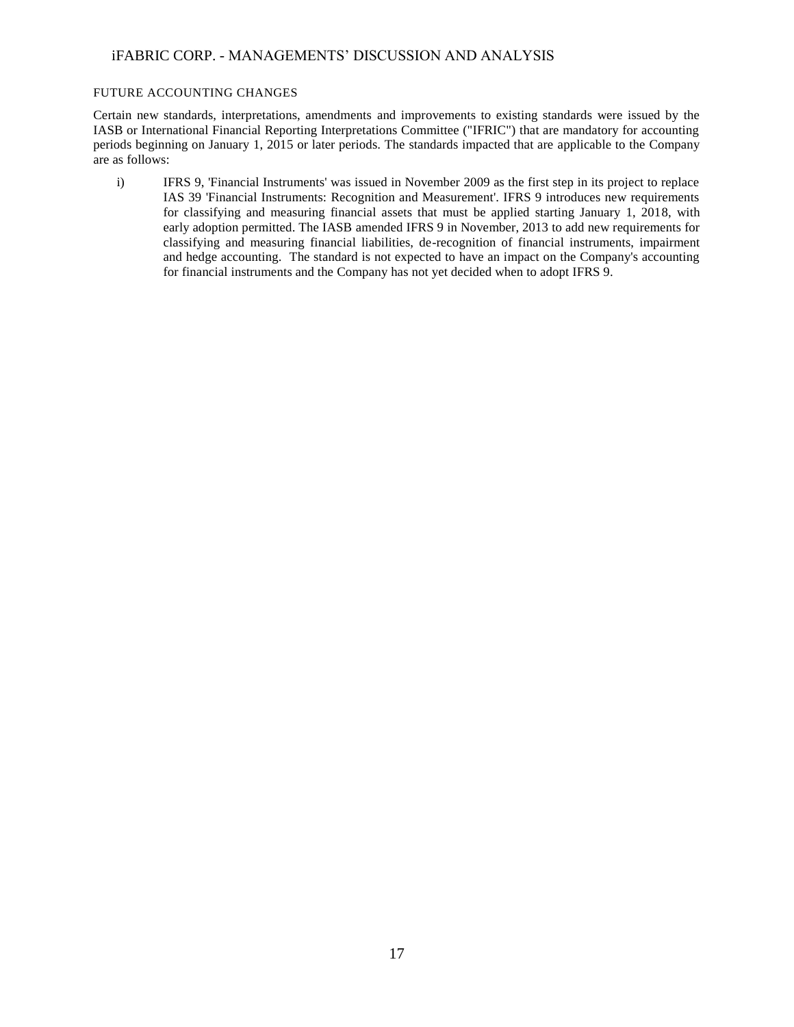## FUTURE ACCOUNTING CHANGES

Certain new standards, interpretations, amendments and improvements to existing standards were issued by the IASB or International Financial Reporting Interpretations Committee ("IFRIC") that are mandatory for accounting periods beginning on January 1, 2015 or later periods. The standards impacted that are applicable to the Company are as follows:

i) IFRS 9, 'Financial Instruments' was issued in November 2009 as the first step in its project to replace IAS 39 'Financial Instruments: Recognition and Measurement'. IFRS 9 introduces new requirements for classifying and measuring financial assets that must be applied starting January 1, 2018, with early adoption permitted. The IASB amended IFRS 9 in November, 2013 to add new requirements for classifying and measuring financial liabilities, de-recognition of financial instruments, impairment and hedge accounting. The standard is not expected to have an impact on the Company's accounting for financial instruments and the Company has not yet decided when to adopt IFRS 9.